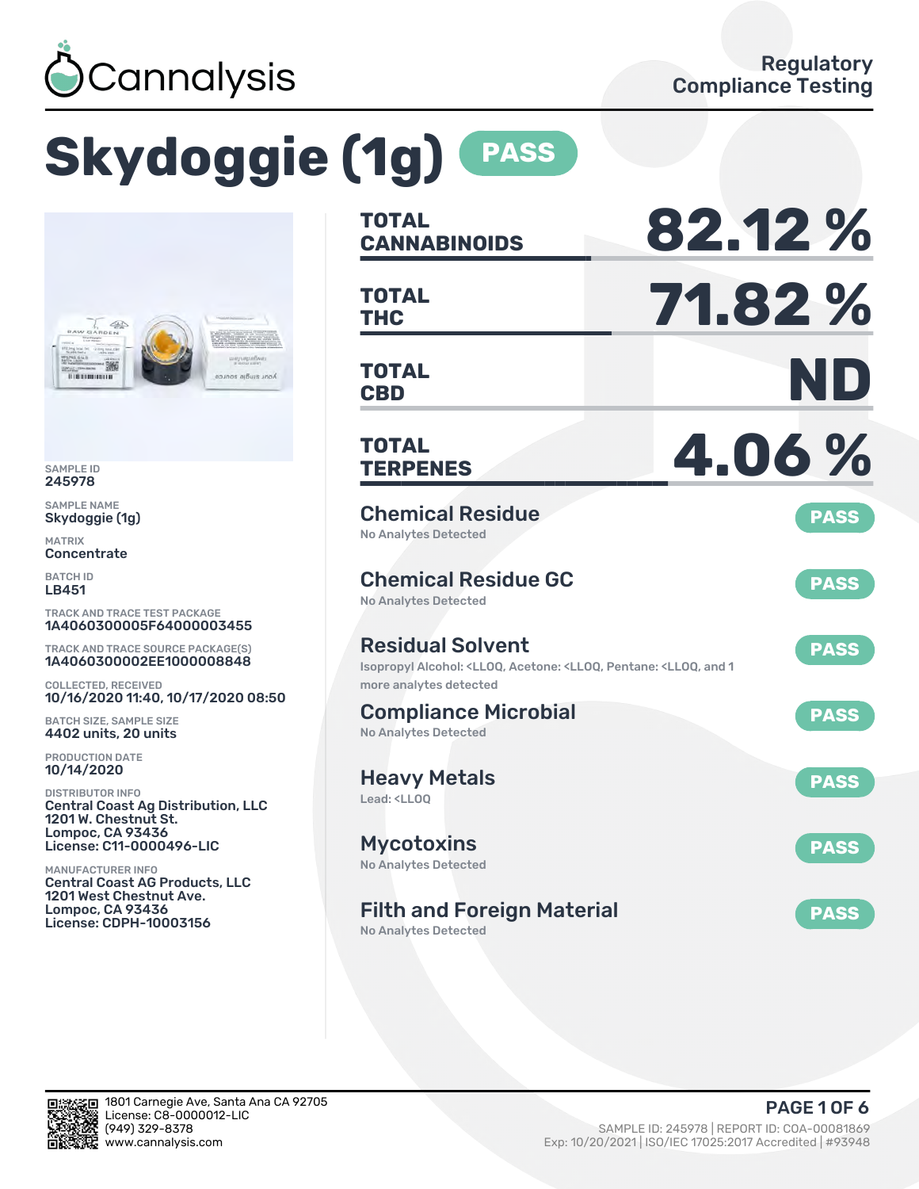Cannalysis

Regulatory Compliance Testing

# Skydoggie (1g) PASS

SAMPLE ID
245978

SAMPLE NAME
Skydoggie (1g)

MATRIX
Concentrate

BATCH ID
LB451

TRACK AND TRACE TEST PACKAGE
1A4060300005F64000003455

TRACK AND TRACE SOURCE PACKAGE(S)
1A4060300002EE1000008848

COLLECTED, RECEIVED
10/16/2020 11:40, 10/17/2020 08:50

BATCH SIZE, SAMPLE SIZE
4402 units, 20 units

PRODUCTION DATE
10/14/2020

DISTRIBUTOR INFO
Central Coast Ag Distribution, LLC
1201 W. Chestnut St.
Lompoc, CA 93436
License: C11-0000496-LIC

MANUFACTURER INFO
Central Coast AG Products, LLC
1201 West Chestnut Ave.
Lompoc, CA 93436
License: CDPH-10003156

| | |
|---|---|
| **TOTAL CANNABINOIDS** | **82.12 %** |
| **TOTAL THC** | **71.82 %** |
| **TOTAL CBD** | **ND** |
| **TOTAL TERPENES** | **4.06 %** |

## Chemical Residue — PASS
No Analytes Detected

## Chemical Residue GC — PASS
No Analytes Detected

## Residual Solvent — PASS
Isopropyl Alcohol: <LLOQ, Acetone: <LLOQ, Pentane: <LLOQ, and 1 more analytes detected

## Compliance Microbial — PASS
No Analytes Detected

## Heavy Metals — PASS
Lead: <LLOQ

## Mycotoxins — PASS
No Analytes Detected

## Filth and Foreign Material — PASS
No Analytes Detected

1801 Carnegie Ave, Santa Ana CA 92705
License: C8-0000012-LIC
(949) 329-8378
www.cannalysis.com

SAMPLE ID: 245978 | REPORT ID: COA-00081869
Exp: 10/20/2021 | ISO/IEC 17025:2017 Accredited | #93948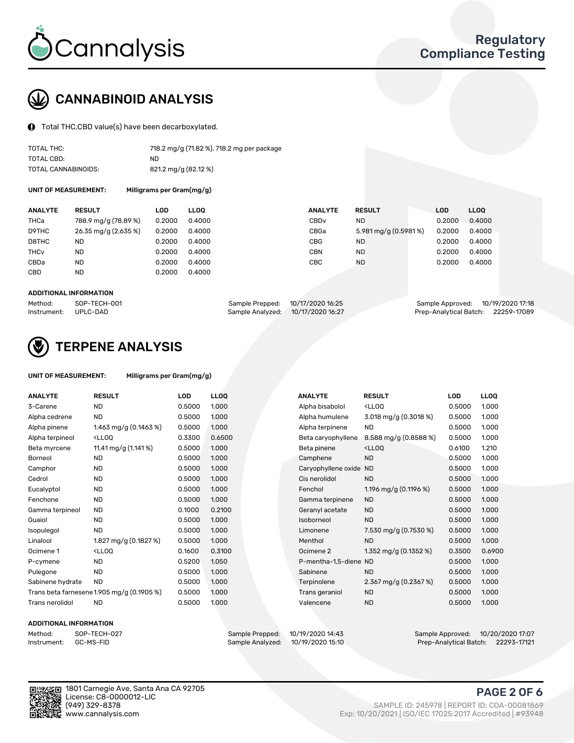# Cannalysis

## Regulatory Compliance Testing

## CANNABINOID ANALYSIS

Total THC,CBD value(s) have been decarboxylated.

| | |
|---|---|
| TOTAL THC: | 718.2 mg/g (71.82 %), 718.2 mg per package |
| TOTAL CBD: | ND |
| TOTAL CANNABINOIDS: | 821.2 mg/g (82.12 %) |

**UNIT OF MEASUREMENT:** Milligrams per Gram(mg/g)

| ANALYTE | RESULT | LOD | LLOQ | ANALYTE | RESULT | LOD | LLOQ |
|---|---|---|---|---|---|---|---|
| THCa | 788.9 mg/g (78.89 %) | 0.2000 | 0.4000 | CBDv | ND | 0.2000 | 0.4000 |
| D9THC | 26.35 mg/g (2.635 %) | 0.2000 | 0.4000 | CBGa | 5.981 mg/g (0.5981 %) | 0.2000 | 0.4000 |
| D8THC | ND | 0.2000 | 0.4000 | CBG | ND | 0.2000 | 0.4000 |
| THCv | ND | 0.2000 | 0.4000 | CBN | ND | 0.2000 | 0.4000 |
| CBDa | ND | 0.2000 | 0.4000 | CBC | ND | 0.2000 | 0.4000 |
| CBD | ND | 0.2000 | 0.4000 | | | | |

**ADDITIONAL INFORMATION**

| | | | | | |
|---|---|---|---|---|---|
| Method: | SOP-TECH-001 | Sample Prepped: | 10/17/2020 16:25 | Sample Approved: | 10/19/2020 17:18 |
| Instrument: | UPLC-DAD | Sample Analyzed: | 10/17/2020 16:27 | Prep-Analytical Batch: | 22259-17089 |

## TERPENE ANALYSIS

**UNIT OF MEASUREMENT:** Milligrams per Gram(mg/g)

| ANALYTE | RESULT | LOD | LLOQ | ANALYTE | RESULT | LOD | LLOQ |
|---|---|---|---|---|---|---|---|
| 3-Carene | ND | 0.5000 | 1.000 | Alpha bisabolol | <LLOQ | 0.5000 | 1.000 |
| Alpha cedrene | ND | 0.5000 | 1.000 | Alpha humulene | 3.018 mg/g (0.3018 %) | 0.5000 | 1.000 |
| Alpha pinene | 1.463 mg/g (0.1463 %) | 0.5000 | 1.000 | Alpha terpinene | ND | 0.5000 | 1.000 |
| Alpha terpineol | <LLOQ | 0.3300 | 0.6500 | Beta caryophyllene | 8.588 mg/g (0.8588 %) | 0.5000 | 1.000 |
| Beta myrcene | 11.41 mg/g (1.141 %) | 0.5000 | 1.000 | Beta pinene | <LLOQ | 0.6100 | 1.210 |
| Borneol | ND | 0.5000 | 1.000 | Camphene | ND | 0.5000 | 1.000 |
| Camphor | ND | 0.5000 | 1.000 | Caryophyllene oxide | ND | 0.5000 | 1.000 |
| Cedrol | ND | 0.5000 | 1.000 | Cis nerolidol | ND | 0.5000 | 1.000 |
| Eucalyptol | ND | 0.5000 | 1.000 | Fenchol | 1.196 mg/g (0.1196 %) | 0.5000 | 1.000 |
| Fenchone | ND | 0.5000 | 1.000 | Gamma terpinene | ND | 0.5000 | 1.000 |
| Gamma terpineol | ND | 0.1000 | 0.2100 | Geranyl acetate | ND | 0.5000 | 1.000 |
| Guaiol | ND | 0.5000 | 1.000 | Isoborneol | ND | 0.5000 | 1.000 |
| Isopulegol | ND | 0.5000 | 1.000 | Limonene | 7.530 mg/g (0.7530 %) | 0.5000 | 1.000 |
| Linalool | 1.827 mg/g (0.1827 %) | 0.5000 | 1.000 | Menthol | ND | 0.5000 | 1.000 |
| Ocimene 1 | <LLOQ | 0.1600 | 0.3100 | Ocimene 2 | 1.352 mg/g (0.1352 %) | 0.3500 | 0.6900 |
| P-cymene | ND | 0.5200 | 1.050 | P-mentha-1,5-diene | ND | 0.5000 | 1.000 |
| Pulegone | ND | 0.5000 | 1.000 | Sabinene | ND | 0.5000 | 1.000 |
| Sabinene hydrate | ND | 0.5000 | 1.000 | Terpinolene | 2.367 mg/g (0.2367 %) | 0.5000 | 1.000 |
| Trans beta farnesene | 1.905 mg/g (0.1905 %) | 0.5000 | 1.000 | Trans geraniol | ND | 0.5000 | 1.000 |
| Trans nerolidol | ND | 0.5000 | 1.000 | Valencene | ND | 0.5000 | 1.000 |

**ADDITIONAL INFORMATION**

| | | | | | |
|---|---|---|---|---|---|
| Method: | SOP-TECH-027 | Sample Prepped: | 10/19/2020 14:43 | Sample Approved: | 10/20/2020 17:07 |
| Instrument: | GC-MS-FID | Sample Analyzed: | 10/19/2020 15:10 | Prep-Analytical Batch: | 22293-17121 |

1801 Carnegie Ave, Santa Ana CA 92705
License: C8-0000012-LIC
(949) 329-8378
www.cannalysis.com

SAMPLE ID: 245978 | REPORT ID: COA-00081869
Exp: 10/20/2021 | ISO/IEC 17025:2017 Accredited | #93948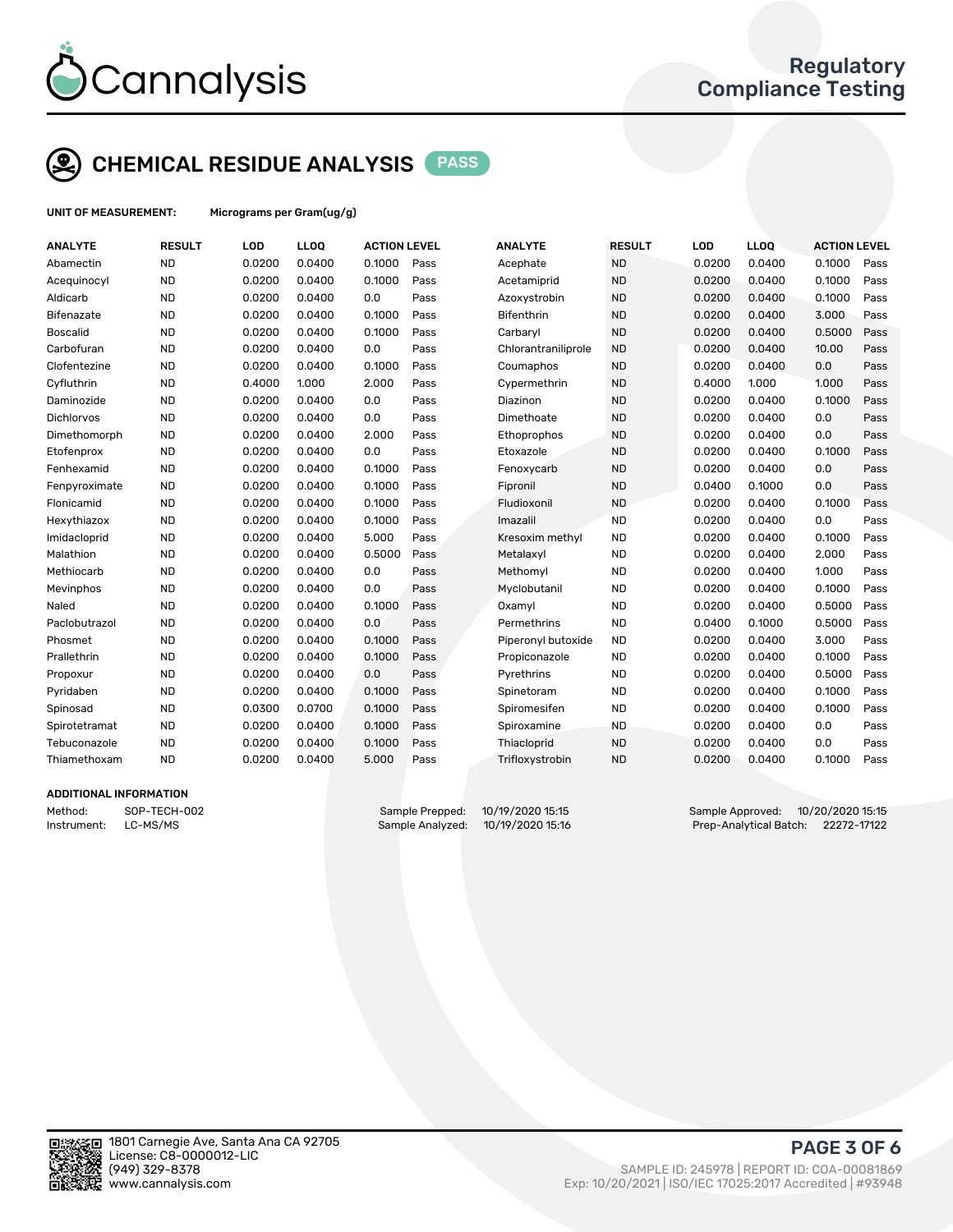# Regulatory Compliance Testing

## CHEMICAL RESIDUE ANALYSIS PASS

**UNIT OF MEASUREMENT:** Micrograms per Gram(ug/g)

| ANALYTE | RESULT | LOD | LLOQ | ACTION LEVEL | | ANALYTE | RESULT | LOD | LLOQ | ACTION LEVEL | |
|---|---|---|---|---|---|---|---|---|---|---|---|
| Abamectin | ND | 0.0200 | 0.0400 | 0.1000 | Pass | Acephate | ND | 0.0200 | 0.0400 | 0.1000 | Pass |
| Acequinocyl | ND | 0.0200 | 0.0400 | 0.1000 | Pass | Acetamiprid | ND | 0.0200 | 0.0400 | 0.1000 | Pass |
| Aldicarb | ND | 0.0200 | 0.0400 | 0.0 | Pass | Azoxystrobin | ND | 0.0200 | 0.0400 | 0.1000 | Pass |
| Bifenazate | ND | 0.0200 | 0.0400 | 0.1000 | Pass | Bifenthrin | ND | 0.0200 | 0.0400 | 3.000 | Pass |
| Boscalid | ND | 0.0200 | 0.0400 | 0.1000 | Pass | Carbaryl | ND | 0.0200 | 0.0400 | 0.5000 | Pass |
| Carbofuran | ND | 0.0200 | 0.0400 | 0.0 | Pass | Chlorantraniliprole | ND | 0.0200 | 0.0400 | 10.00 | Pass |
| Clofentezine | ND | 0.0200 | 0.0400 | 0.1000 | Pass | Coumaphos | ND | 0.0200 | 0.0400 | 0.0 | Pass |
| Cyfluthrin | ND | 0.4000 | 1.000 | 2.000 | Pass | Cypermethrin | ND | 0.4000 | 1.000 | 1.000 | Pass |
| Daminozide | ND | 0.0200 | 0.0400 | 0.0 | Pass | Diazinon | ND | 0.0200 | 0.0400 | 0.1000 | Pass |
| Dichlorvos | ND | 0.0200 | 0.0400 | 0.0 | Pass | Dimethoate | ND | 0.0200 | 0.0400 | 0.0 | Pass |
| Dimethomorph | ND | 0.0200 | 0.0400 | 2.000 | Pass | Ethoprophos | ND | 0.0200 | 0.0400 | 0.0 | Pass |
| Etofenprox | ND | 0.0200 | 0.0400 | 0.0 | Pass | Etoxazole | ND | 0.0200 | 0.0400 | 0.1000 | Pass |
| Fenhexamid | ND | 0.0200 | 0.0400 | 0.1000 | Pass | Fenoxycarb | ND | 0.0200 | 0.0400 | 0.0 | Pass |
| Fenpyroximate | ND | 0.0200 | 0.0400 | 0.1000 | Pass | Fipronil | ND | 0.0400 | 0.1000 | 0.0 | Pass |
| Flonicamid | ND | 0.0200 | 0.0400 | 0.1000 | Pass | Fludioxonil | ND | 0.0200 | 0.0400 | 0.1000 | Pass |
| Hexythiazox | ND | 0.0200 | 0.0400 | 0.1000 | Pass | Imazalil | ND | 0.0200 | 0.0400 | 0.0 | Pass |
| Imidacloprid | ND | 0.0200 | 0.0400 | 5.000 | Pass | Kresoxim methyl | ND | 0.0200 | 0.0400 | 0.1000 | Pass |
| Malathion | ND | 0.0200 | 0.0400 | 0.5000 | Pass | Metalaxyl | ND | 0.0200 | 0.0400 | 2.000 | Pass |
| Methiocarb | ND | 0.0200 | 0.0400 | 0.0 | Pass | Methomyl | ND | 0.0200 | 0.0400 | 1.000 | Pass |
| Mevinphos | ND | 0.0200 | 0.0400 | 0.0 | Pass | Myclobutanil | ND | 0.0200 | 0.0400 | 0.1000 | Pass |
| Naled | ND | 0.0200 | 0.0400 | 0.1000 | Pass | Oxamyl | ND | 0.0200 | 0.0400 | 0.5000 | Pass |
| Paclobutrazol | ND | 0.0200 | 0.0400 | 0.0 | Pass | Permethrins | ND | 0.0400 | 0.1000 | 0.5000 | Pass |
| Phosmet | ND | 0.0200 | 0.0400 | 0.1000 | Pass | Piperonyl butoxide | ND | 0.0200 | 0.0400 | 3.000 | Pass |
| Prallethrin | ND | 0.0200 | 0.0400 | 0.1000 | Pass | Propiconazole | ND | 0.0200 | 0.0400 | 0.1000 | Pass |
| Propoxur | ND | 0.0200 | 0.0400 | 0.0 | Pass | Pyrethrins | ND | 0.0200 | 0.0400 | 0.5000 | Pass |
| Pyridaben | ND | 0.0200 | 0.0400 | 0.1000 | Pass | Spinetoram | ND | 0.0200 | 0.0400 | 0.1000 | Pass |
| Spinosad | ND | 0.0300 | 0.0700 | 0.1000 | Pass | Spiromesifen | ND | 0.0200 | 0.0400 | 0.1000 | Pass |
| Spirotetramat | ND | 0.0200 | 0.0400 | 0.1000 | Pass | Spiroxamine | ND | 0.0200 | 0.0400 | 0.0 | Pass |
| Tebuconazole | ND | 0.0200 | 0.0400 | 0.1000 | Pass | Thiacloprid | ND | 0.0200 | 0.0400 | 0.0 | Pass |
| Thiamethoxam | ND | 0.0200 | 0.0400 | 5.000 | Pass | Trifloxystrobin | ND | 0.0200 | 0.0400 | 0.1000 | Pass |

### ADDITIONAL INFORMATION

Method: SOP-TECH-002
Instrument: LC-MS/MS

Sample Prepped: 10/19/2020 15:15
Sample Analyzed: 10/19/2020 15:16

Sample Approved: 10/20/2020 15:15
Prep-Analytical Batch: 22272-17122

1801 Carnegie Ave, Santa Ana CA 92705
License: C8-0000012-LIC
(949) 329-8378
www.cannalysis.com

SAMPLE ID: 245978 | REPORT ID: COA-00081869
Exp: 10/20/2021 | ISO/IEC 17025:2017 Accredited | #93948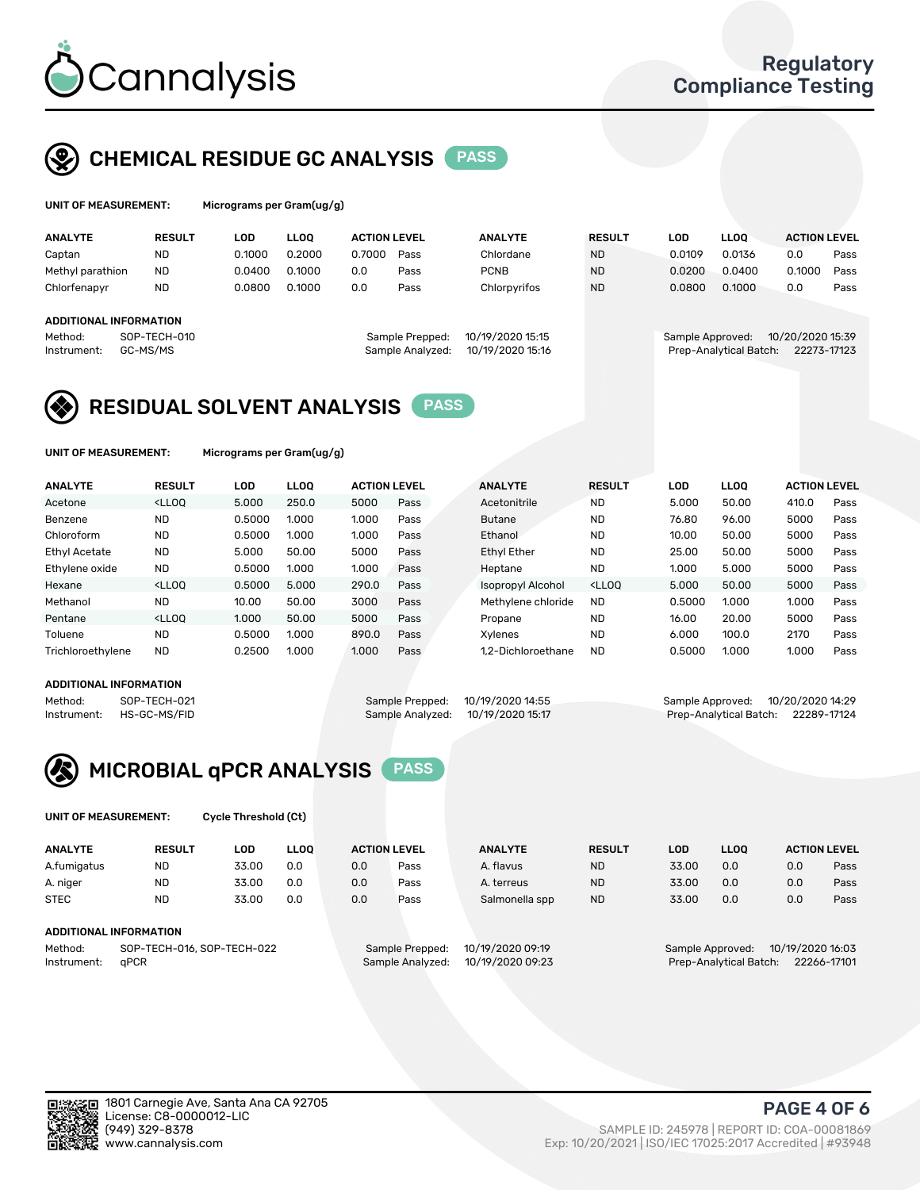# Cannalysis

Regulatory Compliance Testing

## CHEMICAL RESIDUE GC ANALYSIS PASS

UNIT OF MEASUREMENT: Micrograms per Gram(ug/g)

| ANALYTE | RESULT | LOD | LLOQ | ACTION LEVEL | | ANALYTE | RESULT | LOD | LLOQ | ACTION LEVEL | |
|---|---|---|---|---|---|---|---|---|---|---|---|
| Captan | ND | 0.1000 | 0.2000 | 0.7000 | Pass | Chlordane | ND | 0.0109 | 0.0136 | 0.0 | Pass |
| Methyl parathion | ND | 0.0400 | 0.1000 | 0.0 | Pass | PCNB | ND | 0.0200 | 0.0400 | 0.1000 | Pass |
| Chlorfenapyr | ND | 0.0800 | 0.1000 | 0.0 | Pass | Chlorpyrifos | ND | 0.0800 | 0.1000 | 0.0 | Pass |

**ADDITIONAL INFORMATION**

Method: SOP-TECH-010
Instrument: GC-MS/MS

Sample Prepped: 10/19/2020 15:15
Sample Analyzed: 10/19/2020 15:16

Sample Approved: 10/20/2020 15:39
Prep-Analytical Batch: 22273-17123

## RESIDUAL SOLVENT ANALYSIS PASS

UNIT OF MEASUREMENT: Micrograms per Gram(ug/g)

| ANALYTE | RESULT | LOD | LLOQ | ACTION LEVEL | | ANALYTE | RESULT | LOD | LLOQ | ACTION LEVEL | |
|---|---|---|---|---|---|---|---|---|---|---|---|
| Acetone | <LLOQ | 5.000 | 250.0 | 5000 | Pass | Acetonitrile | ND | 5.000 | 50.00 | 410.0 | Pass |
| Benzene | ND | 0.5000 | 1.000 | 1.000 | Pass | Butane | ND | 76.80 | 96.00 | 5000 | Pass |
| Chloroform | ND | 0.5000 | 1.000 | 1.000 | Pass | Ethanol | ND | 10.00 | 50.00 | 5000 | Pass |
| Ethyl Acetate | ND | 5.000 | 50.00 | 5000 | Pass | Ethyl Ether | ND | 25.00 | 50.00 | 5000 | Pass |
| Ethylene oxide | ND | 0.5000 | 1.000 | 1.000 | Pass | Heptane | ND | 1.000 | 5.000 | 5000 | Pass |
| Hexane | <LLOQ | 0.5000 | 5.000 | 290.0 | Pass | Isopropyl Alcohol | <LLOQ | 5.000 | 50.00 | 5000 | Pass |
| Methanol | ND | 10.00 | 50.00 | 3000 | Pass | Methylene chloride | ND | 0.5000 | 1.000 | 1.000 | Pass |
| Pentane | <LLOQ | 1.000 | 50.00 | 5000 | Pass | Propane | ND | 16.00 | 20.00 | 5000 | Pass |
| Toluene | ND | 0.5000 | 1.000 | 890.0 | Pass | Xylenes | ND | 6.000 | 100.0 | 2170 | Pass |
| Trichloroethylene | ND | 0.2500 | 1.000 | 1.000 | Pass | 1,2-Dichloroethane | ND | 0.5000 | 1.000 | 1.000 | Pass |

**ADDITIONAL INFORMATION**

Method: SOP-TECH-021
Instrument: HS-GC-MS/FID

Sample Prepped: 10/19/2020 14:55
Sample Analyzed: 10/19/2020 15:17

Sample Approved: 10/20/2020 14:29
Prep-Analytical Batch: 22289-17124

## MICROBIAL qPCR ANALYSIS PASS

UNIT OF MEASUREMENT: Cycle Threshold (Ct)

| ANALYTE | RESULT | LOD | LLOQ | ACTION LEVEL | | ANALYTE | RESULT | LOD | LLOQ | ACTION LEVEL | |
|---|---|---|---|---|---|---|---|---|---|---|---|
| A.fumigatus | ND | 33.00 | 0.0 | 0.0 | Pass | A. flavus | ND | 33.00 | 0.0 | 0.0 | Pass |
| A. niger | ND | 33.00 | 0.0 | 0.0 | Pass | A. terreus | ND | 33.00 | 0.0 | 0.0 | Pass |
| STEC | ND | 33.00 | 0.0 | 0.0 | Pass | Salmonella spp | ND | 33.00 | 0.0 | 0.0 | Pass |

**ADDITIONAL INFORMATION**

Method: SOP-TECH-016, SOP-TECH-022
Instrument: qPCR

Sample Prepped: 10/19/2020 09:19
Sample Analyzed: 10/19/2020 09:23

Sample Approved: 10/19/2020 16:03
Prep-Analytical Batch: 22266-17101

1801 Carnegie Ave, Santa Ana CA 92705
License: C8-0000012-LIC
(949) 329-8378
www.cannalysis.com

SAMPLE ID: 245978 | REPORT ID: COA-00081869
Exp: 10/20/2021 | ISO/IEC 17025:2017 Accredited | #93948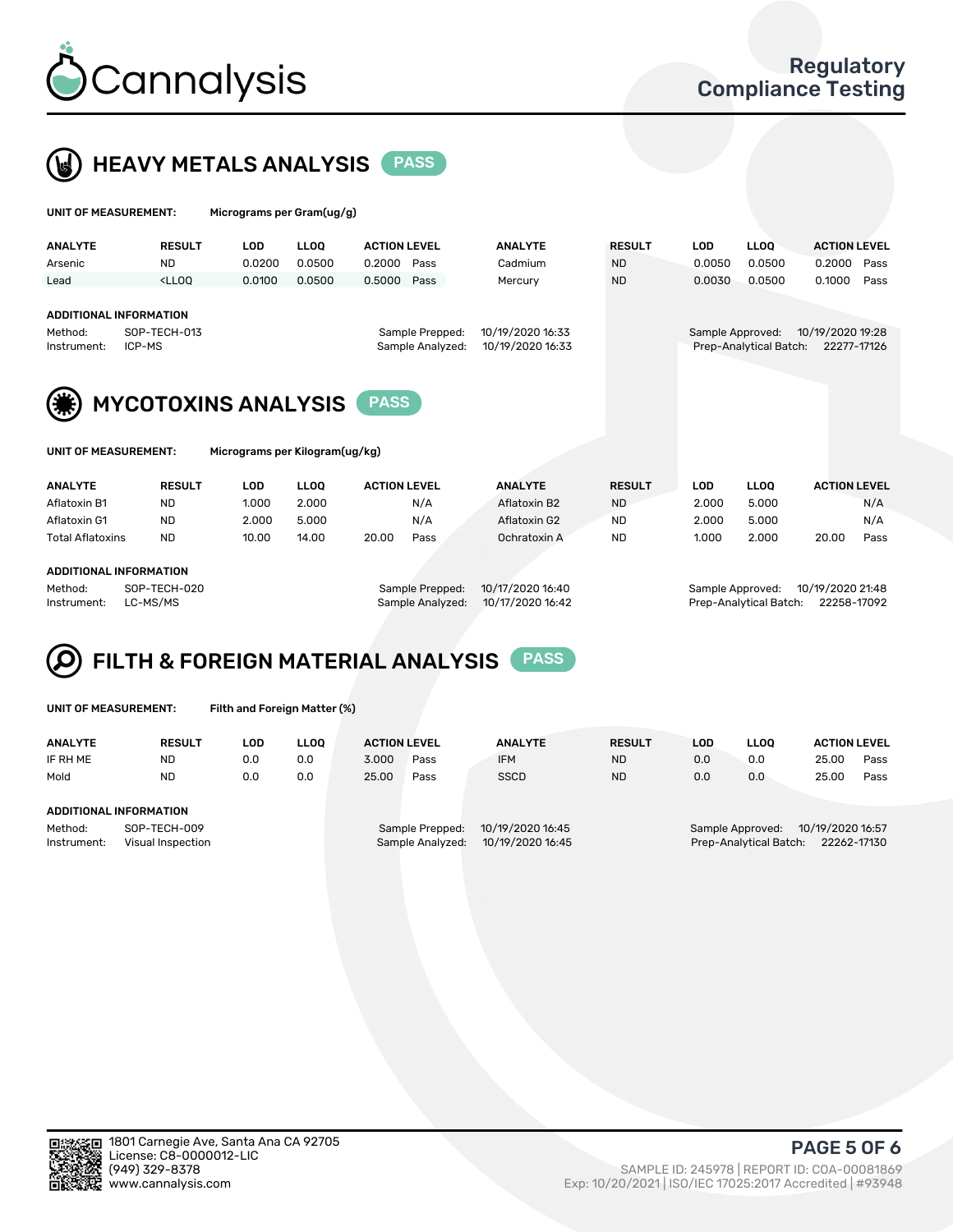## HEAVY METALS ANALYSIS PASS

**UNIT OF MEASUREMENT:** Micrograms per Gram(ug/g)

| ANALYTE | RESULT | LOD | LLOQ | ACTION LEVEL | | ANALYTE | RESULT | LOD | LLOQ | ACTION LEVEL | |
|---|---|---|---|---|---|---|---|---|---|---|---|
| Arsenic | ND | 0.0200 | 0.0500 | 0.2000 | Pass | Cadmium | ND | 0.0050 | 0.0500 | 0.2000 | Pass |
| Lead | <LLOQ | 0.0100 | 0.0500 | 0.5000 | Pass | Mercury | ND | 0.0030 | 0.0500 | 0.1000 | Pass |

**ADDITIONAL INFORMATION**

Method: SOP-TECH-013
Instrument: ICP-MS
Sample Prepped: 10/19/2020 16:33
Sample Analyzed: 10/19/2020 16:33
Sample Approved: 10/19/2020 19:28
Prep-Analytical Batch: 22277-17126

## MYCOTOXINS ANALYSIS PASS

**UNIT OF MEASUREMENT:** Micrograms per Kilogram(ug/kg)

| ANALYTE | RESULT | LOD | LLOQ | ACTION LEVEL | | ANALYTE | RESULT | LOD | LLOQ | ACTION LEVEL | |
|---|---|---|---|---|---|---|---|---|---|---|---|
| Aflatoxin B1 | ND | 1.000 | 2.000 | | N/A | Aflatoxin B2 | ND | 2.000 | 5.000 | | N/A |
| Aflatoxin G1 | ND | 2.000 | 5.000 | | N/A | Aflatoxin G2 | ND | 2.000 | 5.000 | | N/A |
| Total Aflatoxins | ND | 10.00 | 14.00 | 20.00 | Pass | Ochratoxin A | ND | 1.000 | 2.000 | 20.00 | Pass |

**ADDITIONAL INFORMATION**

Method: SOP-TECH-020
Instrument: LC-MS/MS
Sample Prepped: 10/17/2020 16:40
Sample Analyzed: 10/17/2020 16:42
Sample Approved: 10/19/2020 21:48
Prep-Analytical Batch: 22258-17092

## FILTH & FOREIGN MATERIAL ANALYSIS PASS

**UNIT OF MEASUREMENT:** Filth and Foreign Matter (%)

| ANALYTE | RESULT | LOD | LLOQ | ACTION LEVEL | | ANALYTE | RESULT | LOD | LLOQ | ACTION LEVEL | |
|---|---|---|---|---|---|---|---|---|---|---|---|
| IF RH ME | ND | 0.0 | 0.0 | 3.000 | Pass | IFM | ND | 0.0 | 0.0 | 25.00 | Pass |
| Mold | ND | 0.0 | 0.0 | 25.00 | Pass | SSCD | ND | 0.0 | 0.0 | 25.00 | Pass |

**ADDITIONAL INFORMATION**

Method: SOP-TECH-009
Instrument: Visual Inspection
Sample Prepped: 10/19/2020 16:45
Sample Analyzed: 10/19/2020 16:45
Sample Approved: 10/19/2020 16:57
Prep-Analytical Batch: 22262-17130

1801 Carnegie Ave, Santa Ana CA 92705
License: C8-0000012-LIC
(949) 329-8378
www.cannalysis.com

SAMPLE ID: 245978 | REPORT ID: COA-00081869
Exp: 10/20/2021 | ISO/IEC 17025:2017 Accredited | #93948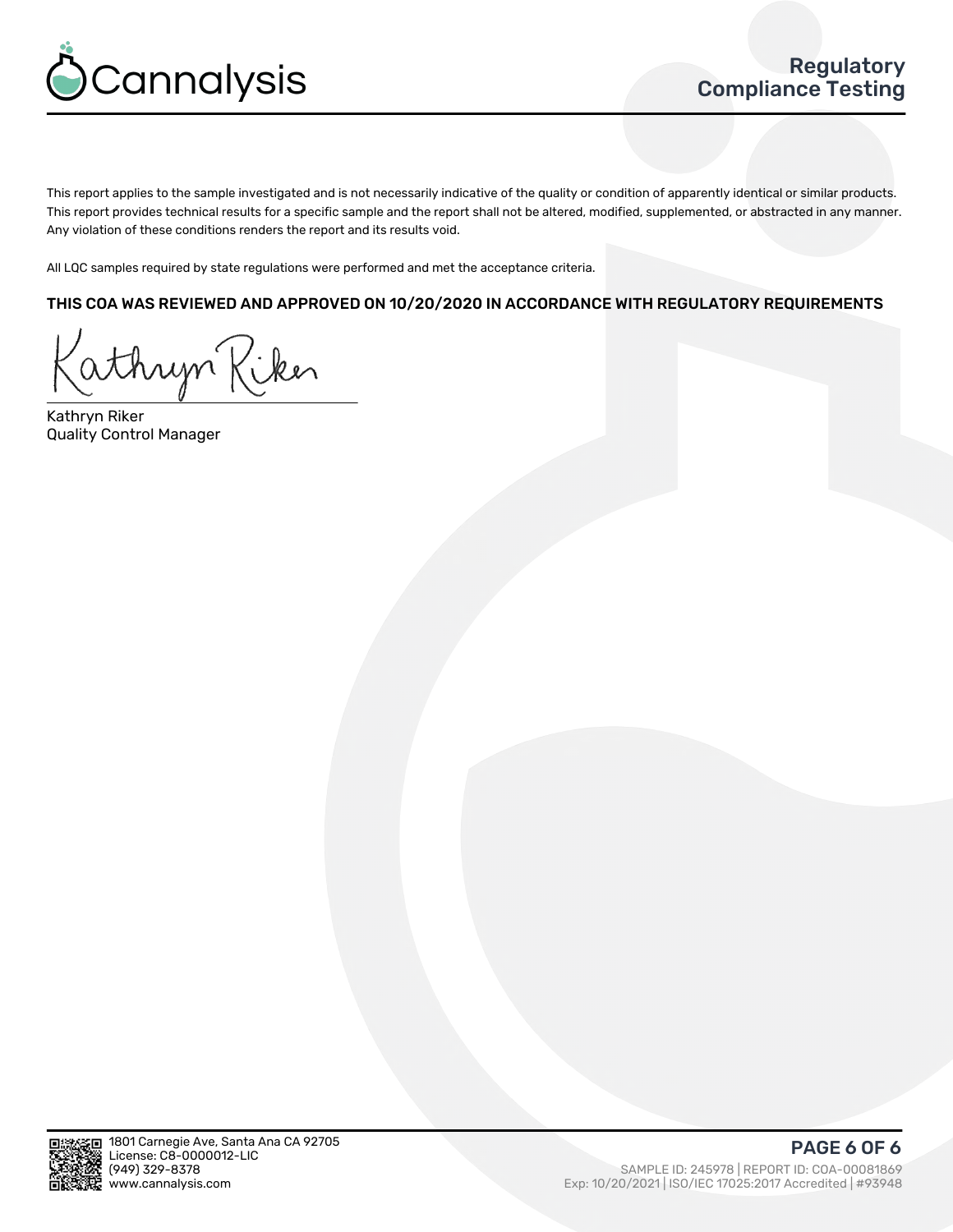This report applies to the sample investigated and is not necessarily indicative of the quality or condition of apparently identical or similar products. This report provides technical results for a specific sample and the report shall not be altered, modified, supplemented, or abstracted in any manner. Any violation of these conditions renders the report and its results void.

All LQC samples required by state regulations were performed and met the acceptance criteria.

**THIS COA WAS REVIEWED AND APPROVED ON 10/20/2020 IN ACCORDANCE WITH REGULATORY REQUIREMENTS**

Kathryn Riker
Quality Control Manager